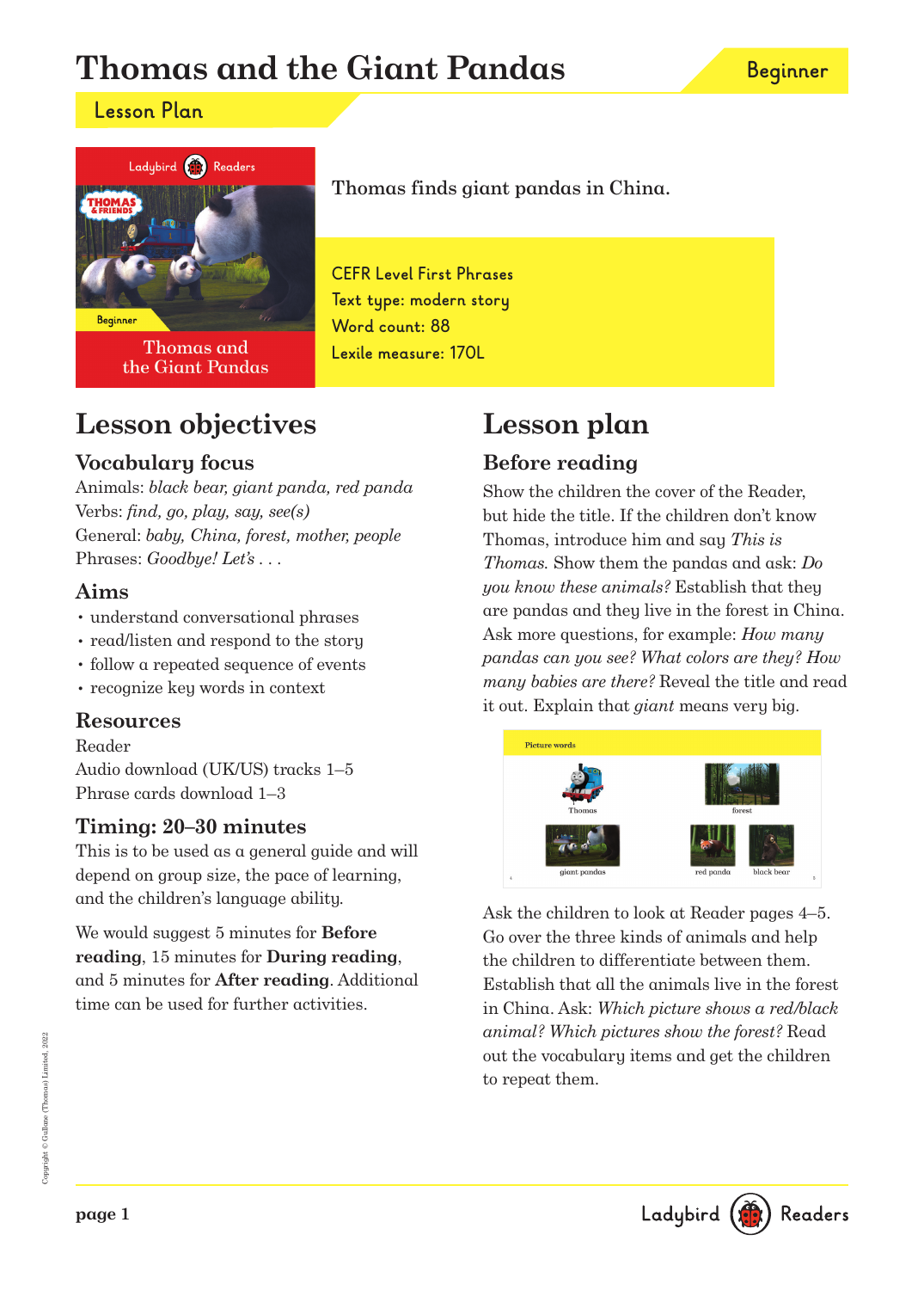# Thomas and the Giant Pandas

Beginner

## Lesson Plan

Thomas finds giant pandas in China.

CEFR Level First Phrases
Text type: modern story
Word count: 88
Lexile measure: 170L

## Lesson objectives

### Vocabulary focus

Animals: *black bear, giant panda, red panda*
Verbs: *find, go, play, say, see(s)*
General: *baby, China, forest, mother, people*
Phrases: *Goodbye! Let's . . .*

### Aims

- understand conversational phrases
- read/listen and respond to the story
- follow a repeated sequence of events
- recognize key words in context

### Resources

Reader
Audio download (UK/US) tracks 1–5
Phrase cards download 1–3

### Timing: 20–30 minutes

This is to be used as a general guide and will depend on group size, the pace of learning, and the children's language ability.

We would suggest 5 minutes for **Before reading**, 15 minutes for **During reading**, and 5 minutes for **After reading**. Additional time can be used for further activities.

## Lesson plan

### Before reading

Show the children the cover of the Reader, but hide the title. If the children don't know Thomas, introduce him and say *This is Thomas.* Show them the pandas and ask: *Do you know these animals?* Establish that they are pandas and they live in the forest in China. Ask more questions, for example: *How many pandas can you see? What colors are they? How many babies are there?* Reveal the title and read it out. Explain that *giant* means very big.

Ask the children to look at Reader pages 4–5. Go over the three kinds of animals and help the children to differentiate between them. Establish that all the animals live in the forest in China. Ask: *Which picture shows a red/black animal? Which pictures show the forest?* Read out the vocabulary items and get the children to repeat them.

Copyright © Gullane (Thomas) Limited, 2022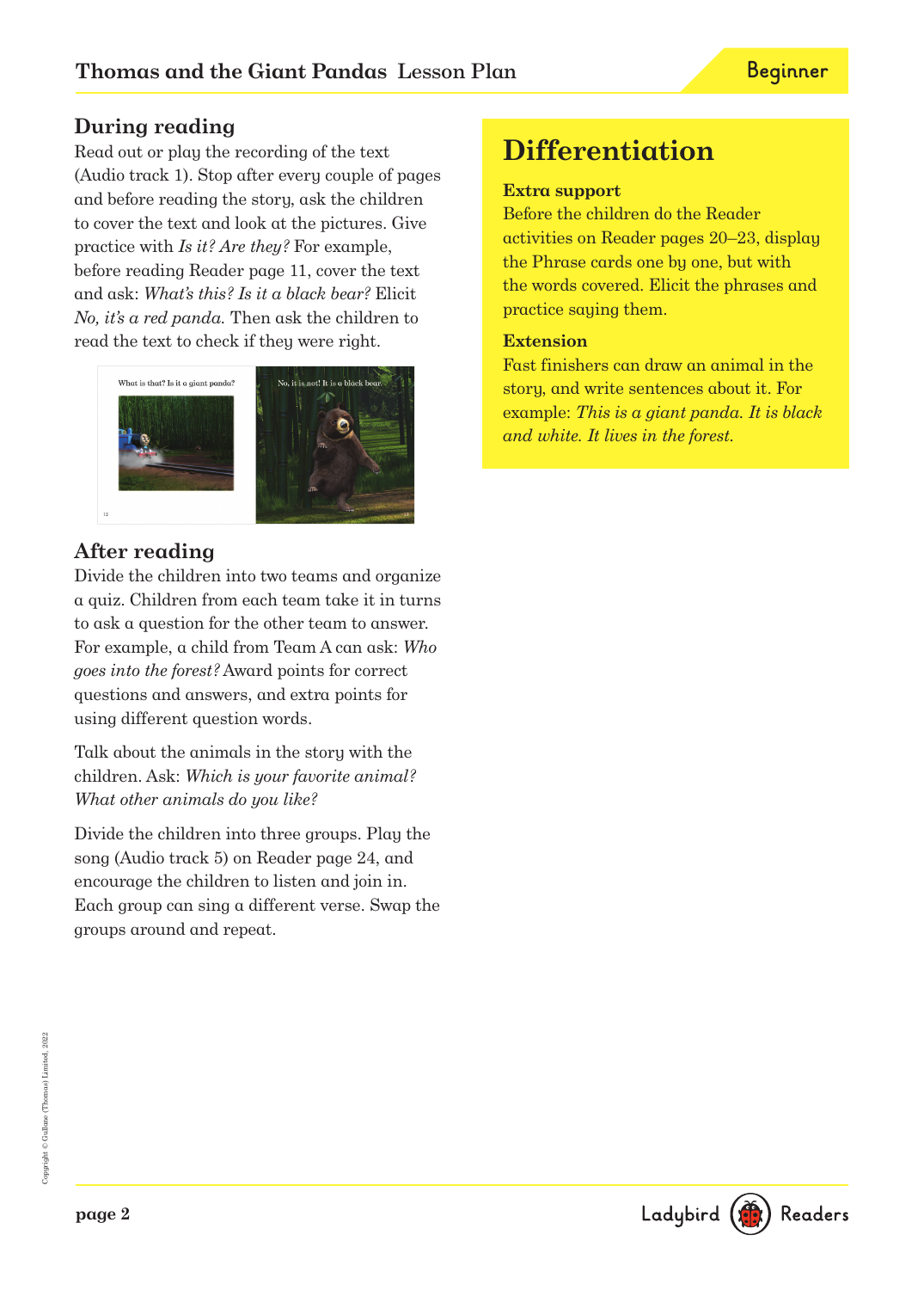## During reading

Read out or play the recording of the text (Audio track 1). Stop after every couple of pages and before reading the story, ask the children to cover the text and look at the pictures. Give practice with *Is it? Are they?* For example, before reading Reader page 11, cover the text and ask: *What's this? Is it a black bear?* Elicit *No, it's a red panda.* Then ask the children to read the text to check if they were right.

## After reading

Divide the children into two teams and organize a quiz. Children from each team take it in turns to ask a question for the other team to answer. For example, a child from Team A can ask: *Who goes into the forest?* Award points for correct questions and answers, and extra points for using different question words.

Talk about the animals in the story with the children. Ask: *Which is your favorite animal? What other animals do you like?*

Divide the children into three groups. Play the song (Audio track 5) on Reader page 24, and encourage the children to listen and join in. Each group can sing a different verse. Swap the groups around and repeat.

## Differentiation

**Extra support**

Before the children do the Reader activities on Reader pages 20–23, display the Phrase cards one by one, but with the words covered. Elicit the phrases and practice saying them.

**Extension**

Fast finishers can draw an animal in the story, and write sentences about it. For example: *This is a giant panda. It is black and white. It lives in the forest.*

Copyright © Gullane (Thomas) Limited, 2022